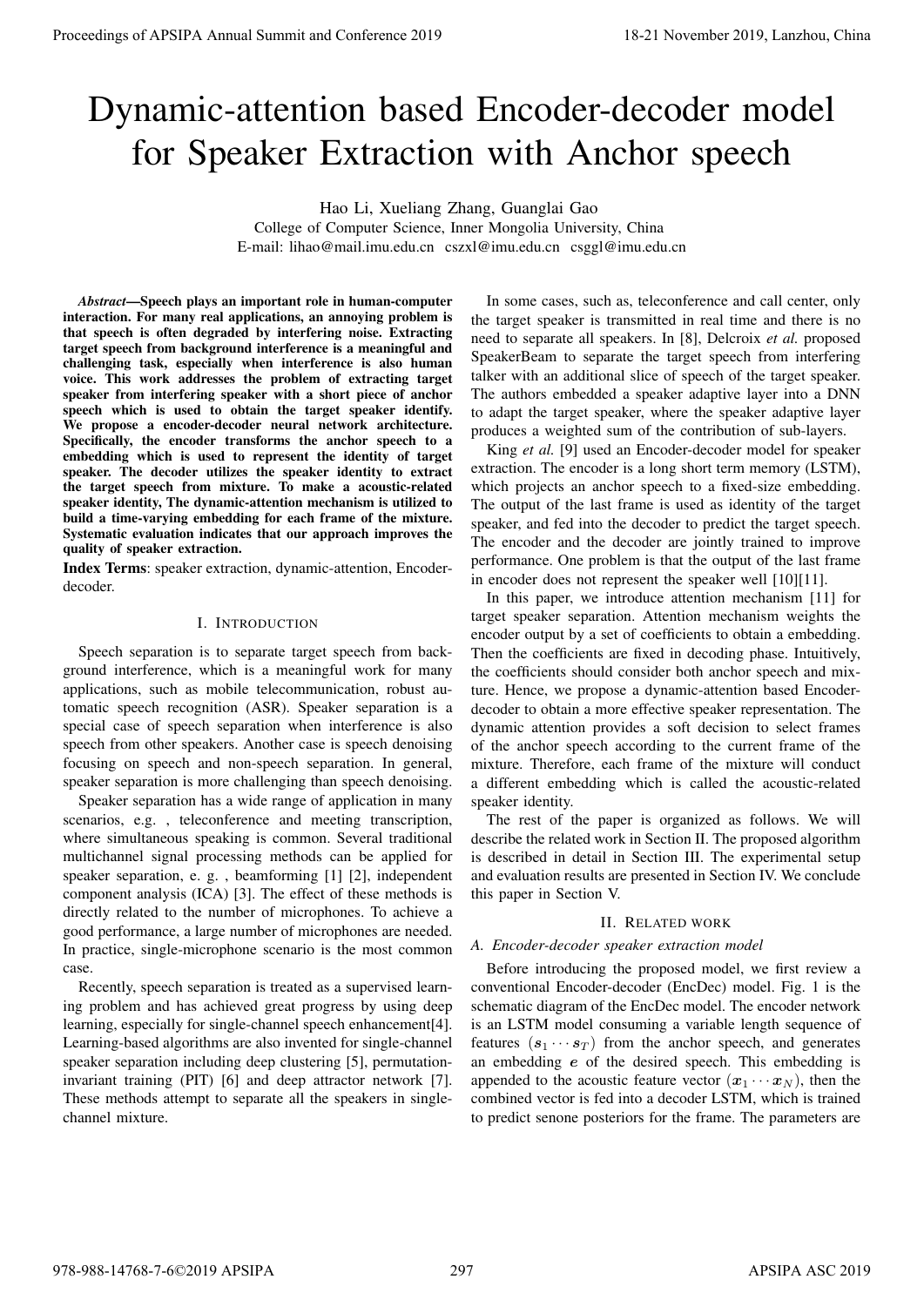# Dynamic-attention based Encoder-decoder model for Speaker Extraction with Anchor speech

Hao Li, Xueliang Zhang, Guanglai Gao

College of Computer Science, Inner Mongolia University, China

E-mail: lihao@mail.imu.edu.cn cszxl@imu.edu.cn csggl@imu.edu.cn

***Abstract*—Speech plays an important role in human-computer interaction. For many real applications, an annoying problem is that speech is often degraded by interfering noise. Extracting target speech from background interference is a meaningful and challenging task, especially when interference is also human voice. This work addresses the problem of extracting target speaker from interfering speaker with a short piece of anchor speech which is used to obtain the target speaker identify. We propose a encoder-decoder neural network architecture. Specifically, the encoder transforms the anchor speech to a embedding which is used to represent the identity of target speaker. The decoder utilizes the speaker identity to extract the target speech from mixture. To make a acoustic-related speaker identity, The dynamic-attention mechanism is utilized to build a time-varying embedding for each frame of the mixture. Systematic evaluation indicates that our approach improves the quality of speaker extraction.**

**Index Terms**: speaker extraction, dynamic-attention, Encoder-decoder.

## I. Introduction

Speech separation is to separate target speech from background interference, which is a meaningful work for many applications, such as mobile telecommunication, robust automatic speech recognition (ASR). Speaker separation is a special case of speech separation when interference is also speech from other speakers. Another case is speech denoising focusing on speech and non-speech separation. In general, speaker separation is more challenging than speech denoising.

Speaker separation has a wide range of application in many scenarios, e.g. , teleconference and meeting transcription, where simultaneous speaking is common. Several traditional multichannel signal processing methods can be applied for speaker separation, e. g. , beamforming [1] [2], independent component analysis (ICA) [3]. The effect of these methods is directly related to the number of microphones. To achieve a good performance, a large number of microphones are needed. In practice, single-microphone scenario is the most common case.

Recently, speech separation is treated as a supervised learning problem and has achieved great progress by using deep learning, especially for single-channel speech enhancement[4]. Learning-based algorithms are also invented for single-channel speaker separation including deep clustering [5], permutation-invariant training (PIT) [6] and deep attractor network [7]. These methods attempt to separate all the speakers in single-channel mixture.

In some cases, such as, teleconference and call center, only the target speaker is transmitted in real time and there is no need to separate all speakers. In [8], Delcroix *et al.* proposed SpeakerBeam to separate the target speech from interfering talker with an additional slice of speech of the target speaker. The authors embedded a speaker adaptive layer into a DNN to adapt the target speaker, where the speaker adaptive layer produces a weighted sum of the contribution of sub-layers.

King *et al.* [9] used an Encoder-decoder model for speaker extraction. The encoder is a long short term memory (LSTM), which projects an anchor speech to a fixed-size embedding. The output of the last frame is used as identity of the target speaker, and fed into the decoder to predict the target speech. The encoder and the decoder are jointly trained to improve performance. One problem is that the output of the last frame in encoder does not represent the speaker well [10][11].

In this paper, we introduce attention mechanism [11] for target speaker separation. Attention mechanism weights the encoder output by a set of coefficients to obtain a embedding. Then the coefficients are fixed in decoding phase. Intuitively, the coefficients should consider both anchor speech and mixture. Hence, we propose a dynamic-attention based Encoder-decoder to obtain a more effective speaker representation. The dynamic attention provides a soft decision to select frames of the anchor speech according to the current frame of the mixture. Therefore, each frame of the mixture will conduct a different embedding which is called the acoustic-related speaker identity.

The rest of the paper is organized as follows. We will describe the related work in Section II. The proposed algorithm is described in detail in Section III. The experimental setup and evaluation results are presented in Section IV. We conclude this paper in Section V.

## II. Related work

### A. Encoder-decoder speaker extraction model

Before introducing the proposed model, we first review a conventional Encoder-decoder (EncDec) model. Fig. 1 is the schematic diagram of the EncDec model. The encoder network is an LSTM model consuming a variable length sequence of features $(\boldsymbol{s}_1 \cdots \boldsymbol{s}_T)$ from the anchor speech, and generates an embedding $\boldsymbol{e}$ of the desired speech. This embedding is appended to the acoustic feature vector $(\boldsymbol{x}_1 \cdots \boldsymbol{x}_N)$, then the combined vector is fed into a decoder LSTM, which is trained to predict senone posteriors for the frame. The parameters are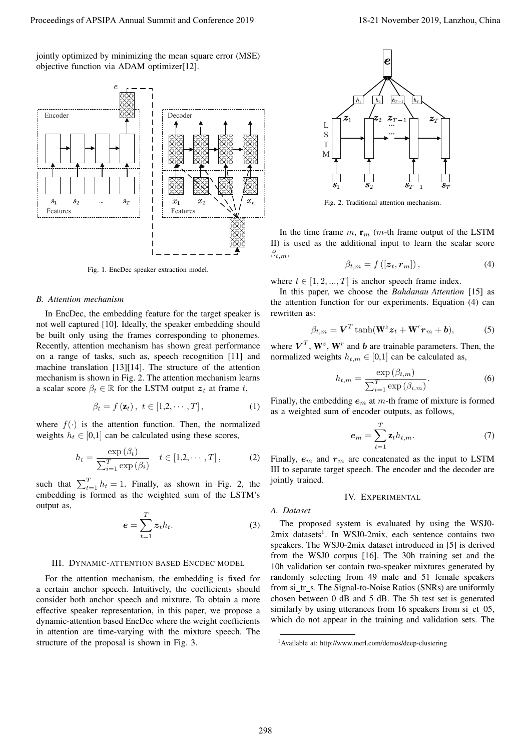jointly optimized by minimizing the mean square error (MSE) objective function via ADAM optimizer[12].

Fig. 1. EncDec speaker extraction model.

### B. Attention mechanism

In EncDec, the embedding feature for the target speaker is not well captured [10]. Ideally, the speaker embedding should be built only using the frames corresponding to phonemes. Recently, attention mechanism has shown great performance on a range of tasks, such as, speech recognition [11] and machine translation [13][14]. The structure of the attention mechanism is shown in Fig. 2. The attention mechanism learns a scalar score $\beta_t \in \mathbb{R}$ for the LSTM output $\boldsymbol{z}_t$ at frame $t$,

$$\beta_t = f\left(\mathbf{z}_t\right), \ t \in [1,2,\cdots,T], \tag{1}$$

where $f(\cdot)$ is the attention function. Then, the normalized weights $h_t \in [0,1]$ can be calculated using these scores,

$$h_t = \frac{\exp\left(\beta_t\right)}{\sum_{i=1}^{T}\exp\left(\beta_i\right)} \quad t \in [1,2,\cdots,T], \tag{2}$$

such that $\sum_{t=1}^{T} h_t = 1$. Finally, as shown in Fig. 2, the embedding is formed as the weighted sum of the LSTM's output as,

$$\boldsymbol{e} = \sum_{t=1}^{T} \boldsymbol{z}_t h_t. \tag{3}$$

## III. Dynamic-attention based EncDec model

For the attention mechanism, the embedding is fixed for a certain anchor speech. Intuitively, the coefficients should consider both anchor speech and mixture. To obtain a more effective speaker representation, in this paper, we propose a dynamic-attention based EncDec where the weight coefficients in attention are time-varying with the mixture speech. The structure of the proposal is shown in Fig. 3.

Fig. 2. Traditional attention mechanism.

In the time frame $m$, $\mathbf{r}_m$ ($m$-th frame output of the LSTM II) is used as the additional input to learn the scalar score $\beta_{t,m}$,

$$\beta_{t,m} = f\left([\boldsymbol{z}_t, \boldsymbol{r}_m]\right), \tag{4}$$

where $t \in [1,2,...,T]$ is anchor speech frame index.

In this paper, we choose the *Bahdanau Attention* [15] as the attention function for our experiments. Equation (4) can rewritten as:

$$\beta_{t,m} = \boldsymbol{V}^T \tanh(\mathbf{W}^z \boldsymbol{z}_t + \mathbf{W}^r \boldsymbol{r}_m + \boldsymbol{b}), \tag{5}$$

where $\boldsymbol{V}^T$, $\mathbf{W}^z$, $\mathbf{W}^r$ and $\boldsymbol{b}$ are trainable parameters. Then, the normalized weights $h_{t,m} \in [0,1]$ can be calculated as,

$$h_{t,m} = \frac{\exp\left(\beta_{t,m}\right)}{\sum_{i=1}^{T}\exp\left(\beta_{i,m}\right)}. \tag{6}$$

Finally, the embedding $\boldsymbol{e}_m$ at $m$-th frame of mixture is formed as a weighted sum of encoder outputs, as follows,

$$\boldsymbol{e}_m = \sum_{t=1}^{T} \mathbf{z}_t h_{t,m}. \tag{7}$$

Finally, $\boldsymbol{e}_m$ and $\boldsymbol{r}_m$ are concatenated as the input to LSTM III to separate target speech. The encoder and the decoder are jointly trained.

## IV. Experimental

### A. Dataset

The proposed system is evaluated by using the WSJ0-2mix datasets[1]. In WSJ0-2mix, each sentence contains two speakers. The WSJ0-2mix dataset introduced in [5] is derived from the WSJ0 corpus [16]. The 30h training set and the 10h validation set contain two-speaker mixtures generated by randomly selecting from 49 male and 51 female speakers from si_tr_s. The Signal-to-Noise Ratios (SNRs) are uniformly chosen between 0 dB and 5 dB. The 5h test set is generated similarly by using utterances from 16 speakers from si_et_05, which do not appear in the training and validation sets. The

[1] Available at: http://www.merl.com/demos/deep-clustering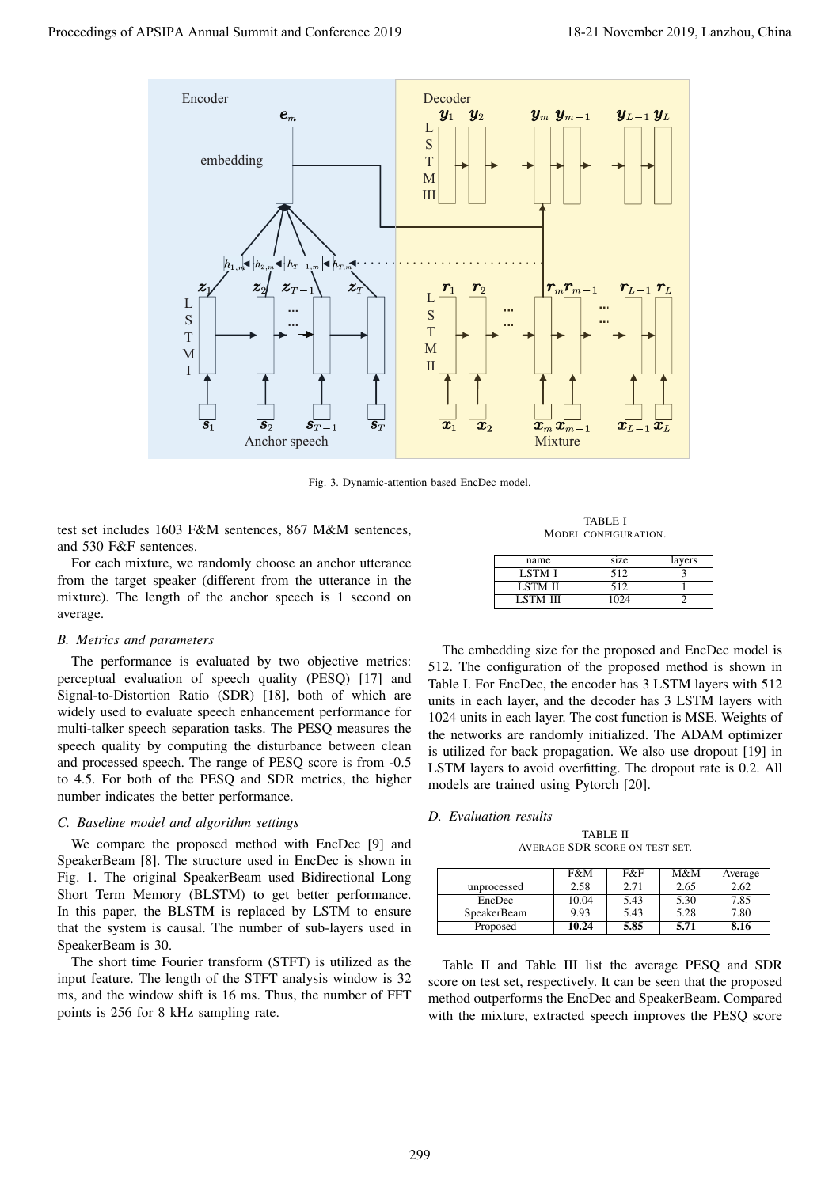Fig. 3. Dynamic-attention based EncDec model.

test set includes 1603 F&M sentences, 867 M&M sentences, and 530 F&F sentences.

For each mixture, we randomly choose an anchor utterance from the target speaker (different from the utterance in the mixture). The length of the anchor speech is 1 second on average.

### B. Metrics and parameters

The performance is evaluated by two objective metrics: perceptual evaluation of speech quality (PESQ) [17] and Signal-to-Distortion Ratio (SDR) [18], both of which are widely used to evaluate speech enhancement performance for multi-talker speech separation tasks. The PESQ measures the speech quality by computing the disturbance between clean and processed speech. The range of PESQ score is from -0.5 to 4.5. For both of the PESQ and SDR metrics, the higher number indicates the better performance.

### C. Baseline model and algorithm settings

We compare the proposed method with EncDec [9] and SpeakerBeam [8]. The structure used in EncDec is shown in Fig. 1. The original SpeakerBeam used Bidirectional Long Short Term Memory (BLSTM) to get better performance. In this paper, the BLSTM is replaced by LSTM to ensure that the system is causal. The number of sub-layers used in SpeakerBeam is 30.

The short time Fourier transform (STFT) is utilized as the input feature. The length of the STFT analysis window is 32 ms, and the window shift is 16 ms. Thus, the number of FFT points is 256 for 8 kHz sampling rate.

TABLE I
MODEL CONFIGURATION.

| name | size | layers |
|---|---|---|
| LSTM I | 512 | 3 |
| LSTM II | 512 | 1 |
| LSTM III | 1024 | 2 |

The embedding size for the proposed and EncDec model is 512. The configuration of the proposed method is shown in Table I. For EncDec, the encoder has 3 LSTM layers with 512 units in each layer, and the decoder has 3 LSTM layers with 1024 units in each layer. The cost function is MSE. Weights of the networks are randomly initialized. The ADAM optimizer is utilized for back propagation. We also use dropout [19] in LSTM layers to avoid overfitting. The dropout rate is 0.2. All models are trained using Pytorch [20].

### D. Evaluation results

TABLE II
AVERAGE SDR SCORE ON TEST SET.

| | F&M | F&F | M&M | Average |
|---|---|---|---|---|
| unprocessed | 2.58 | 2.71 | 2.65 | 2.62 |
| EncDec | 10.04 | 5.43 | 5.30 | 7.85 |
| SpeakerBeam | 9.93 | 5.43 | 5.28 | 7.80 |
| Proposed | **10.24** | **5.85** | **5.71** | **8.16** |

Table II and Table III list the average PESQ and SDR score on test set, respectively. It can be seen that the proposed method outperforms the EncDec and SpeakerBeam. Compared with the mixture, extracted speech improves the PESQ score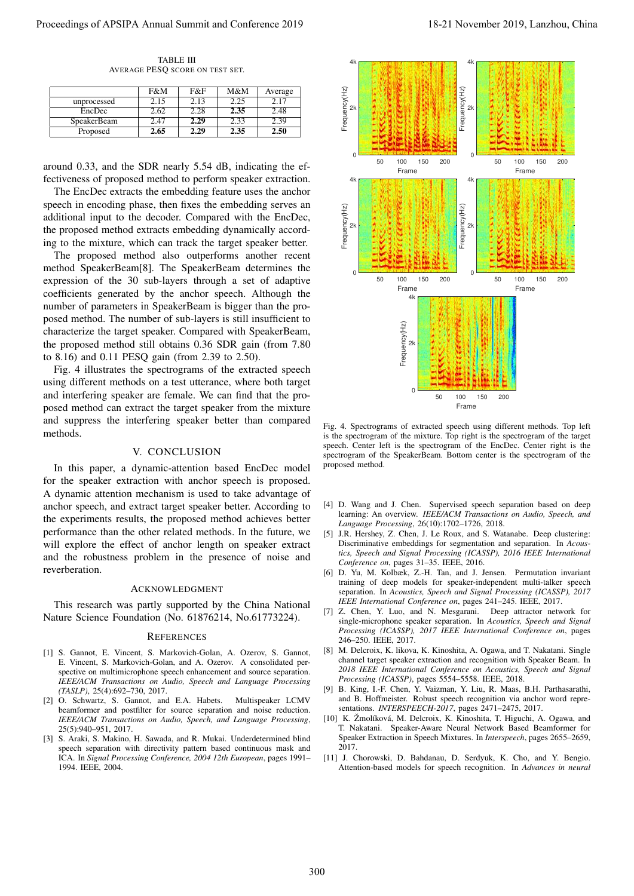TABLE III
AVERAGE PESQ SCORE ON TEST SET.

| | F&M | F&F | M&M | Average |
|---|---|---|---|---|
| unprocessed | 2.15 | 2.13 | 2.25 | 2.17 |
| EncDec | 2.62 | 2.28 | **2.35** | 2.48 |
| SpeakerBeam | 2.47 | **2.29** | 2.33 | 2.39 |
| Proposed | **2.65** | **2.29** | **2.35** | **2.50** |

around 0.33, and the SDR nearly 5.54 dB, indicating the effectiveness of proposed method to perform speaker extraction.

The EncDec extracts the embedding feature uses the anchor speech in encoding phase, then fixes the embedding serves an additional input to the decoder. Compared with the EncDec, the proposed method extracts embedding dynamically according to the mixture, which can track the target speaker better.

The proposed method also outperforms another recent method SpeakerBeam[8]. The SpeakerBeam determines the expression of the 30 sub-layers through a set of adaptive coefficients generated by the anchor speech. Although the number of parameters in SpeakerBeam is bigger than the proposed method. The number of sub-layers is still insufficient to characterize the target speaker. Compared with SpeakerBeam, the proposed method still obtains 0.36 SDR gain (from 7.80 to 8.16) and 0.11 PESQ gain (from 2.39 to 2.50).

Fig. 4 illustrates the spectrograms of the extracted speech using different methods on a test utterance, where both target and interfering speaker are female. We can find that the proposed method can extract the target speaker from the mixture and suppress the interfering speaker better than compared methods.

Fig. 4. Spectrograms of extracted speech using different methods. Top left is the spectrogram of the mixture. Top right is the spectrogram of the target speech. Center left is the spectrogram of the EncDec. Center right is the spectrogram of the SpeakerBeam. Bottom center is the spectrogram of the proposed method.

## V. CONCLUSION

In this paper, a dynamic-attention based EncDec model for the speaker extraction with anchor speech is proposed. A dynamic attention mechanism is used to take advantage of anchor speech, and extract target speaker better. According to the experiments results, the proposed method achieves better performance than the other related methods. In the future, we will explore the effect of anchor length on speaker extract and the robustness problem in the presence of noise and reverberation.

## ACKNOWLEDGMENT

This research was partly supported by the China National Nature Science Foundation (No. 61876214, No.61773224).

## REFERENCES

[1] S. Gannot, E. Vincent, S. Markovich-Golan, A. Ozerov, S. Gannot, E. Vincent, S. Markovich-Golan, and A. Ozerov. A consolidated perspective on multimicrophone speech enhancement and source separation. *IEEE/ACM Transactions on Audio, Speech and Language Processing (TASLP)*, 25(4):692–730, 2017.

[2] O. Schwartz, S. Gannot, and E.A. Habets. Multispeaker LCMV beamformer and postfilter for source separation and noise reduction. *IEEE/ACM Transactions on Audio, Speech, and Language Processing*, 25(5):940–951, 2017.

[3] S. Araki, S. Makino, H. Sawada, and R. Mukai. Underdetermined blind speech separation with directivity pattern based continuous mask and ICA. In *Signal Processing Conference, 2004 12th European*, pages 1991–1994. IEEE, 2004.

[4] D. Wang and J. Chen. Supervised speech separation based on deep learning: An overview. *IEEE/ACM Transactions on Audio, Speech, and Language Processing*, 26(10):1702–1726, 2018.

[5] J.R. Hershey, Z. Chen, J. Le Roux, and S. Watanabe. Deep clustering: Discriminative embeddings for segmentation and separation. In *Acoustics, Speech and Signal Processing (ICASSP), 2016 IEEE International Conference on*, pages 31–35. IEEE, 2016.

[6] D. Yu, M. Kolbæk, Z.-H. Tan, and J. Jensen. Permutation invariant training of deep models for speaker-independent multi-talker speech separation. In *Acoustics, Speech and Signal Processing (ICASSP), 2017 IEEE International Conference on*, pages 241–245. IEEE, 2017.

[7] Z. Chen, Y. Luo, and N. Mesgarani. Deep attractor network for single-microphone speaker separation. In *Acoustics, Speech and Signal Processing (ICASSP), 2017 IEEE International Conference on*, pages 246–250. IEEE, 2017.

[8] M. Delcroix, K. likova, K. Kinoshita, A. Ogawa, and T. Nakatani. Single channel target speaker extraction and recognition with Speaker Beam. In *2018 IEEE International Conference on Acoustics, Speech and Signal Processing (ICASSP)*, pages 5554–5558. IEEE, 2018.

[9] B. King, I.-F. Chen, Y. Vaizman, Y. Liu, R. Maas, B.H. Parthasarathi, and B. Hoffmeister. Robust speech recognition via anchor word representations. *INTERSPEECH-2017*, pages 2471–2475, 2017.

[10] K. Žmolíková, M. Delcroix, K. Kinoshita, T. Higuchi, A. Ogawa, and T. Nakatani. Speaker-Aware Neural Network Based Beamformer for Speaker Extraction in Speech Mixtures. In *Interspeech*, pages 2655–2659, 2017.

[11] J. Chorowski, D. Bahdanau, D. Serdyuk, K. Cho, and Y. Bengio. Attention-based models for speech recognition. In *Advances in neural*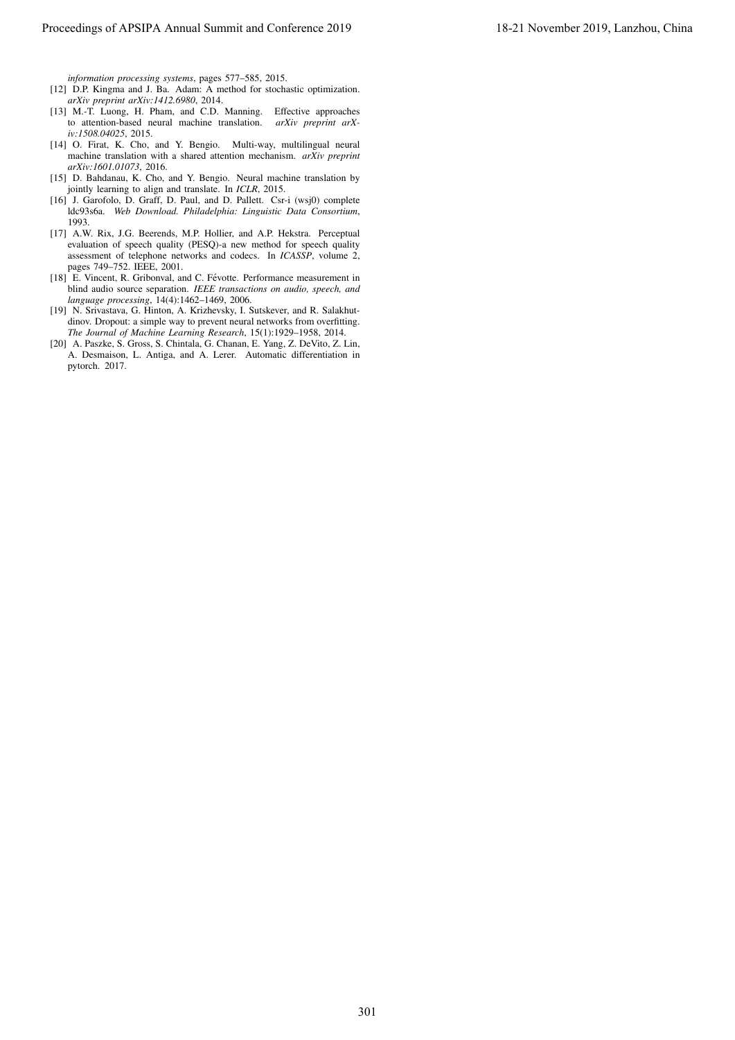*information processing systems*, pages 577–585, 2015.

[12] D.P. Kingma and J. Ba. Adam: A method for stochastic optimization. *arXiv preprint arXiv:1412.6980*, 2014.

[13] M.-T. Luong, H. Pham, and C.D. Manning. Effective approaches to attention-based neural machine translation. *arXiv preprint arXiv:1508.04025*, 2015.

[14] O. Firat, K. Cho, and Y. Bengio. Multi-way, multilingual neural machine translation with a shared attention mechanism. *arXiv preprint arXiv:1601.01073*, 2016.

[15] D. Bahdanau, K. Cho, and Y. Bengio. Neural machine translation by jointly learning to align and translate. In *ICLR*, 2015.

[16] J. Garofolo, D. Graff, D. Paul, and D. Pallett. Csr-i (wsj0) complete ldc93s6a. *Web Download. Philadelphia: Linguistic Data Consortium*, 1993.

[17] A.W. Rix, J.G. Beerends, M.P. Hollier, and A.P. Hekstra. Perceptual evaluation of speech quality (PESQ)-a new method for speech quality assessment of telephone networks and codecs. In *ICASSP*, volume 2, pages 749–752. IEEE, 2001.

[18] E. Vincent, R. Gribonval, and C. Févotte. Performance measurement in blind audio source separation. *IEEE transactions on audio, speech, and language processing*, 14(4):1462–1469, 2006.

[19] N. Srivastava, G. Hinton, A. Krizhevsky, I. Sutskever, and R. Salakhutdinov. Dropout: a simple way to prevent neural networks from overfitting. *The Journal of Machine Learning Research*, 15(1):1929–1958, 2014.

[20] A. Paszke, S. Gross, S. Chintala, G. Chanan, E. Yang, Z. DeVito, Z. Lin, A. Desmaison, L. Antiga, and A. Lerer. Automatic differentiation in pytorch. 2017.